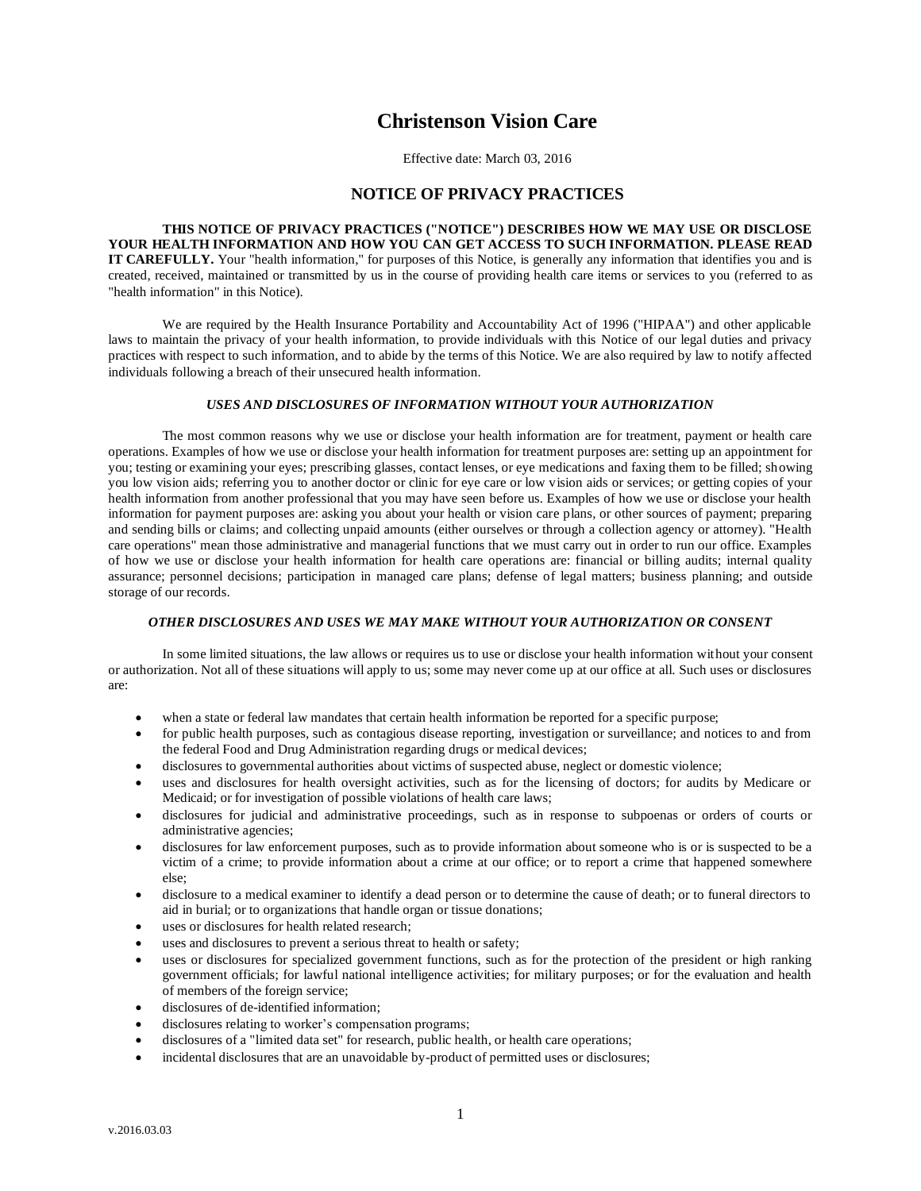// Christenson Vision Care — Notice of Privacy Practices, page 1 of 3 (2016-03-03)

# Christenson Vision Care

Effective date: March 03, 2016

## NOTICE OF PRIVACY PRACTICES

**THIS NOTICE OF PRIVACY PRACTICES ("NOTICE") DESCRIBES HOW WE MAY USE OR DISCLOSE YOUR HEALTH INFORMATION AND HOW YOU CAN GET ACCESS TO SUCH INFORMATION. PLEASE READ IT CAREFULLY.** Your "health information," for purposes of this Notice, is generally any information that identifies you and is created, received, maintained or transmitted by us in the course of providing health care items or services to you (referred to as "health information" in this Notice).

We are required by the Health Insurance Portability and Accountability Act of 1996 ("HIPAA") and other applicable laws to maintain the privacy of your health information, to provide individuals with this Notice of our legal duties and privacy practices with respect to such information, and to abide by the terms of this Notice. We are also required by law to notify affected individuals following a breach of their unsecured health information.

### *USES AND DISCLOSURES OF INFORMATION WITHOUT YOUR AUTHORIZATION*

The most common reasons why we use or disclose your health information are for treatment, payment or health care operations. Examples of how we use or disclose your health information for treatment purposes are: setting up an appointment for you; testing or examining your eyes; prescribing glasses, contact lenses, or eye medications and faxing them to be filled; showing you low vision aids; referring you to another doctor or clinic for eye care or low vision aids or services; or getting copies of your health information from another professional that you may have seen before us. Examples of how we use or disclose your health information for payment purposes are: asking you about your health or vision care plans, or other sources of payment; preparing and sending bills or claims; and collecting unpaid amounts (either ourselves or through a collection agency or attorney). "Health care operations" mean those administrative and managerial functions that we must carry out in order to run our office. Examples of how we use or disclose your health information for health care operations are: financial or billing audits; internal quality assurance; personnel decisions; participation in managed care plans; defense of legal matters; business planning; and outside storage of our records.

### *OTHER DISCLOSURES AND USES WE MAY MAKE WITHOUT YOUR AUTHORIZATION OR CONSENT*

In some limited situations, the law allows or requires us to use or disclose your health information without your consent or authorization. Not all of these situations will apply to us; some may never come up at our office at all. Such uses or disclosures are:

- when a state or federal law mandates that certain health information be reported for a specific purpose;
- for public health purposes, such as contagious disease reporting, investigation or surveillance; and notices to and from the federal Food and Drug Administration regarding drugs or medical devices;
- disclosures to governmental authorities about victims of suspected abuse, neglect or domestic violence;
- uses and disclosures for health oversight activities, such as for the licensing of doctors; for audits by Medicare or Medicaid; or for investigation of possible violations of health care laws;
- disclosures for judicial and administrative proceedings, such as in response to subpoenas or orders of courts or administrative agencies;
- disclosures for law enforcement purposes, such as to provide information about someone who is or is suspected to be a victim of a crime; to provide information about a crime at our office; or to report a crime that happened somewhere else;
- disclosure to a medical examiner to identify a dead person or to determine the cause of death; or to funeral directors to aid in burial; or to organizations that handle organ or tissue donations;
- uses or disclosures for health related research;
- uses and disclosures to prevent a serious threat to health or safety;
- uses or disclosures for specialized government functions, such as for the protection of the president or high ranking government officials; for lawful national intelligence activities; for military purposes; or for the evaluation and health of members of the foreign service;
- disclosures of de-identified information;
- disclosures relating to worker's compensation programs;
- disclosures of a "limited data set" for research, public health, or health care operations;
- incidental disclosures that are an unavoidable by-product of permitted uses or disclosures;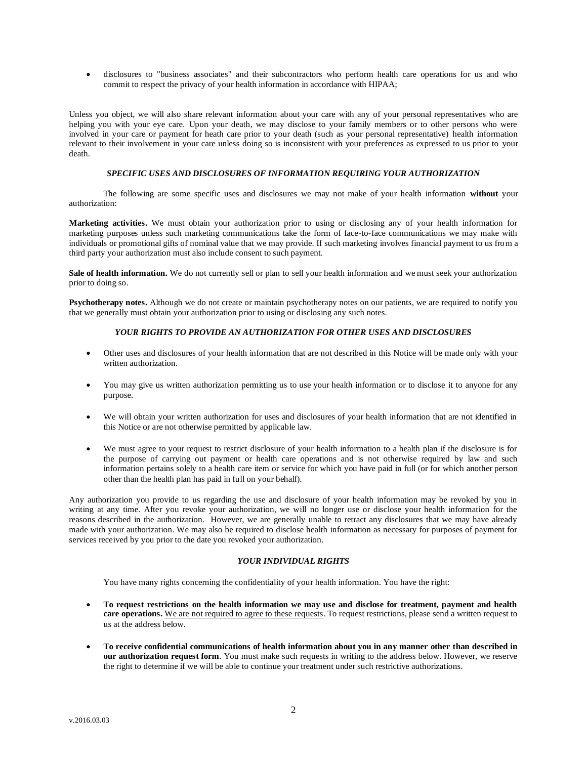- disclosures to "business associates" and their subcontractors who perform health care operations for us and who commit to respect the privacy of your health information in accordance with HIPAA;

Unless you object, we will also share relevant information about your care with any of your personal representatives who are helping you with your eye care. Upon your death, we may disclose to your family members or to other persons who were involved in your care or payment for heath care prior to your death (such as your personal representative) health information relevant to their involvement in your care unless doing so is inconsistent with your preferences as expressed to us prior to your death.

### *SPECIFIC USES AND DISCLOSURES OF INFORMATION REQUIRING YOUR AUTHORIZATION*

The following are some specific uses and disclosures we may not make of your health information **without** your authorization:

**Marketing activities.** We must obtain your authorization prior to using or disclosing any of your health information for marketing purposes unless such marketing communications take the form of face-to-face communications we may make with individuals or promotional gifts of nominal value that we may provide. If such marketing involves financial payment to us from a third party your authorization must also include consent to such payment.

**Sale of health information.** We do not currently sell or plan to sell your health information and we must seek your authorization prior to doing so.

**Psychotherapy notes.** Although we do not create or maintain psychotherapy notes on our patients, we are required to notify you that we generally must obtain your authorization prior to using or disclosing any such notes.

### *YOUR RIGHTS TO PROVIDE AN AUTHORIZATION FOR OTHER USES AND DISCLOSURES*

- Other uses and disclosures of your health information that are not described in this Notice will be made only with your written authorization.
- You may give us written authorization permitting us to use your health information or to disclose it to anyone for any purpose.
- We will obtain your written authorization for uses and disclosures of your health information that are not identified in this Notice or are not otherwise permitted by applicable law.
- We must agree to your request to restrict disclosure of your health information to a health plan if the disclosure is for the purpose of carrying out payment or health care operations and is not otherwise required by law and such information pertains solely to a health care item or service for which you have paid in full (or for which another person other than the health plan has paid in full on your behalf).

Any authorization you provide to us regarding the use and disclosure of your health information may be revoked by you in writing at any time. After you revoke your authorization, we will no longer use or disclose your health information for the reasons described in the authorization. However, we are generally unable to retract any disclosures that we may have already made with your authorization. We may also be required to disclose health information as necessary for purposes of payment for services received by you prior to the date you revoked your authorization.

### *YOUR INDIVIDUAL RIGHTS*

You have many rights concerning the confidentiality of your health information. You have the right:

- **To request restrictions on the health information we may use and disclose for treatment, payment and health care operations.** <u>We are not required to agree to these requests</u>. To request restrictions, please send a written request to us at the address below.
- **To receive confidential communications of health information about you in any manner other than described in our authorization request form**. You must make such requests in writing to the address below. However, we reserve the right to determine if we will be able to continue your treatment under such restrictive authorizations.

v.2016.03.03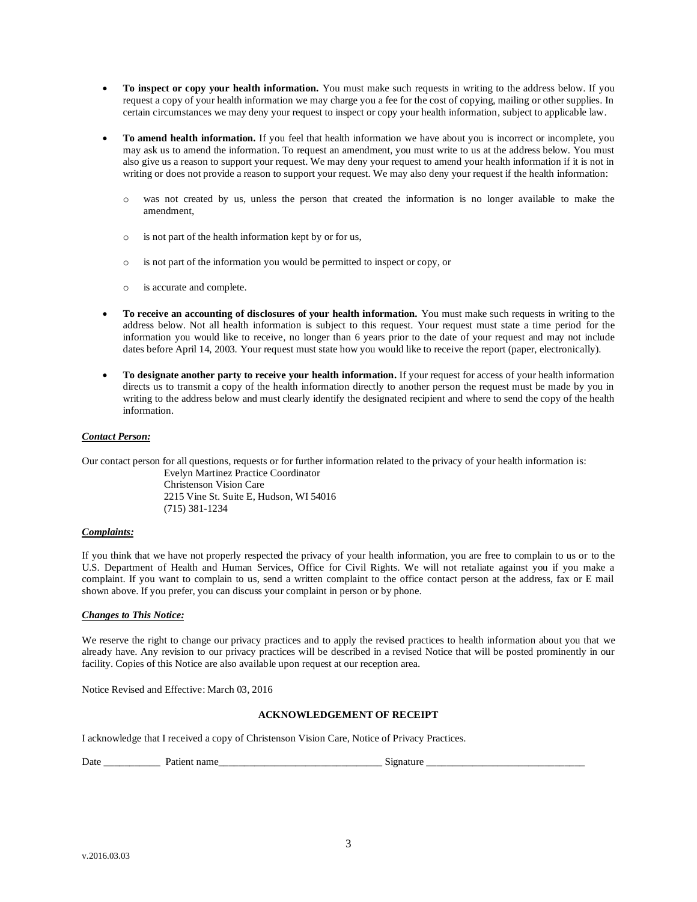- **To inspect or copy your health information.** You must make such requests in writing to the address below. If you request a copy of your health information we may charge you a fee for the cost of copying, mailing or other supplies. In certain circumstances we may deny your request to inspect or copy your health information, subject to applicable law.

- **To amend health information.** If you feel that health information we have about you is incorrect or incomplete, you may ask us to amend the information. To request an amendment, you must write to us at the address below. You must also give us a reason to support your request. We may deny your request to amend your health information if it is not in writing or does not provide a reason to support your request. We may also deny your request if the health information:

  - was not created by us, unless the person that created the information is no longer available to make the amendment,
  - is not part of the health information kept by or for us,
  - is not part of the information you would be permitted to inspect or copy, or
  - is accurate and complete.

- **To receive an accounting of disclosures of your health information.** You must make such requests in writing to the address below. Not all health information is subject to this request. Your request must state a time period for the information you would like to receive, no longer than 6 years prior to the date of your request and may not include dates before April 14, 2003. Your request must state how you would like to receive the report (paper, electronically).

- **To designate another party to receive your health information.** If your request for access of your health information directs us to transmit a copy of the health information directly to another person the request must be made by you in writing to the address below and must clearly identify the designated recipient and where to send the copy of the health information.

***Contact Person:***

Our contact person for all questions, requests or for further information related to the privacy of your health information is:

Evelyn Martinez Practice Coordinator
Christenson Vision Care
2215 Vine St. Suite E, Hudson, WI 54016
(715) 381-1234

***Complaints:***

If you think that we have not properly respected the privacy of your health information, you are free to complain to us or to the U.S. Department of Health and Human Services, Office for Civil Rights. We will not retaliate against you if you make a complaint. If you want to complain to us, send a written complaint to the office contact person at the address, fax or E mail shown above. If you prefer, you can discuss your complaint in person or by phone.

***Changes to This Notice:***

We reserve the right to change our privacy practices and to apply the revised practices to health information about you that we already have. Any revision to our privacy practices will be described in a revised Notice that will be posted prominently in our facility. Copies of this Notice are also available upon request at our reception area.

Notice Revised and Effective: March 03, 2016

**ACKNOWLEDGEMENT OF RECEIPT**

I acknowledge that I received a copy of Christenson Vision Care, Notice of Privacy Practices.

Date ___________ Patient name________________________________ Signature _______________________________

v.2016.03.03